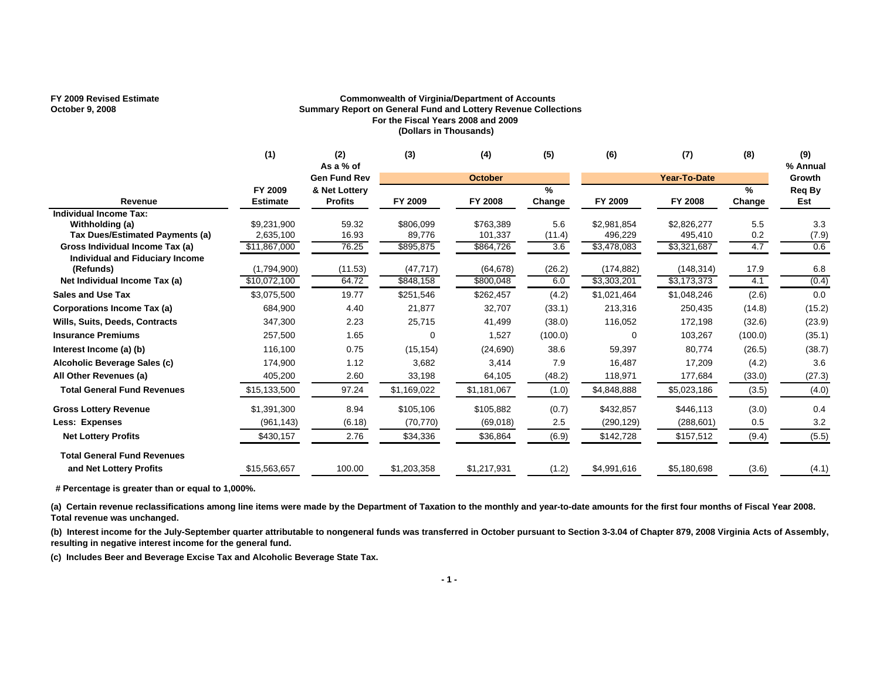FY 2009 Revised Estimate
October 9, 2008

**Commonwealth of Virginia/Department of Accounts**
**Summary Report on General Fund and Lottery Revenue Collections**
**For the Fiscal Years 2008 and 2009**
**(Dollars in Thousands)**

| | (1) | (2) | (3) | (4) | (5) | (6) | (7) | (8) | (9) |
|---|---|---|---|---|---|---|---|---|---|
| | | As a % of Gen Fund Rev | October | | | Year-To-Date | | | % Annual Growth |
| **Revenue** | **FY 2009 Estimate** | **& Net Lottery Profits** | **FY 2009** | **FY 2008** | **% Change** | **FY 2009** | **FY 2008** | **% Change** | **Req By Est** |
| **Individual Income Tax:** | | | | | | | | | |
| **Withholding (a)** | $9,231,900 | 59.32 | $806,099 | $763,389 | 5.6 | $2,981,854 | $2,826,277 | 5.5 | 3.3 |
| **Tax Dues/Estimated Payments (a)** | 2,635,100 | 16.93 | 89,776 | 101,337 | (11.4) | 496,229 | 495,410 | 0.2 | (7.9) |
| **Gross Individual Income Tax (a)** | $11,867,000 | 76.25 | $895,875 | $864,726 | 3.6 | $3,478,083 | $3,321,687 | 4.7 | 0.6 |
| **Individual and Fiduciary Income (Refunds)** | (1,794,900) | (11.53) | (47,717) | (64,678) | (26.2) | (174,882) | (148,314) | 17.9 | 6.8 |
| **Net Individual Income Tax (a)** | $10,072,100 | 64.72 | $848,158 | $800,048 | 6.0 | $3,303,201 | $3,173,373 | 4.1 | (0.4) |
| **Sales and Use Tax** | $3,075,500 | 19.77 | $251,546 | $262,457 | (4.2) | $1,021,464 | $1,048,246 | (2.6) | 0.0 |
| **Corporations Income Tax (a)** | 684,900 | 4.40 | 21,877 | 32,707 | (33.1) | 213,316 | 250,435 | (14.8) | (15.2) |
| **Wills, Suits, Deeds, Contracts** | 347,300 | 2.23 | 25,715 | 41,499 | (38.0) | 116,052 | 172,198 | (32.6) | (23.9) |
| **Insurance Premiums** | 257,500 | 1.65 | 0 | 1,527 | (100.0) | 0 | 103,267 | (100.0) | (35.1) |
| **Interest Income (a) (b)** | 116,100 | 0.75 | (15,154) | (24,690) | 38.6 | 59,397 | 80,774 | (26.5) | (38.7) |
| **Alcoholic Beverage Sales (c)** | 174,900 | 1.12 | 3,682 | 3,414 | 7.9 | 16,487 | 17,209 | (4.2) | 3.6 |
| **All Other Revenues (a)** | 405,200 | 2.60 | 33,198 | 64,105 | (48.2) | 118,971 | 177,684 | (33.0) | (27.3) |
| **Total General Fund Revenues** | $15,133,500 | 97.24 | $1,169,022 | $1,181,067 | (1.0) | $4,848,888 | $5,023,186 | (3.5) | (4.0) |
| **Gross Lottery Revenue** | $1,391,300 | 8.94 | $105,106 | $105,882 | (0.7) | $432,857 | $446,113 | (3.0) | 0.4 |
| **Less: Expenses** | (961,143) | (6.18) | (70,770) | (69,018) | 2.5 | (290,129) | (288,601) | 0.5 | 3.2 |
| **Net Lottery Profits** | $430,157 | 2.76 | $34,336 | $36,864 | (6.9) | $142,728 | $157,512 | (9.4) | (5.5) |
| **Total General Fund Revenues and Net Lottery Profits** | $15,563,657 | 100.00 | $1,203,358 | $1,217,931 | (1.2) | $4,991,616 | $5,180,698 | (3.6) | (4.1) |

**# Percentage is greater than or equal to 1,000%.**

**(a) Certain revenue reclassifications among line items were made by the Department of Taxation to the monthly and year-to-date amounts for the first four months of Fiscal Year 2008. Total revenue was unchanged.**

**(b) Interest income for the July-September quarter attributable to nongeneral funds was transferred in October pursuant to Section 3-3.04 of Chapter 879, 2008 Virginia Acts of Assembly, resulting in negative interest income for the general fund.**

**(c) Includes Beer and Beverage Excise Tax and Alcoholic Beverage State Tax.**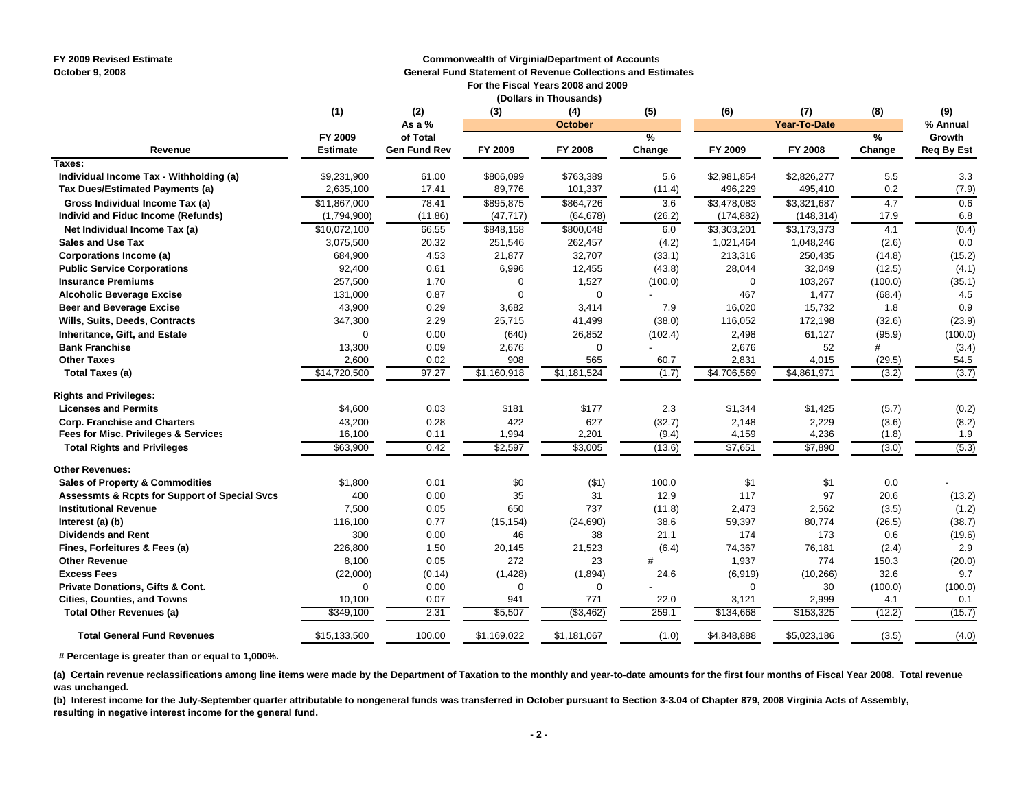FY 2009 Revised Estimate
October 9, 2008

# Commonwealth of Virginia/Department of Accounts
## General Fund Statement of Revenue Collections and Estimates
### For the Fiscal Years 2008 and 2009
(Dollars in Thousands)

| | (1) | (2) | (3) | (4) | (5) | (6) | (7) | (8) | (9) |
|---|---|---|---|---|---|---|---|---|---|
| | | As a % | October | | | Year-To-Date | | | % Annual |
| Revenue | FY 2009 Estimate | of Total Gen Fund Rev | FY 2009 | FY 2008 | % Change | FY 2009 | FY 2008 | % Change | Growth Req By Est |
| **Taxes:** | | | | | | | | | |
| Individual Income Tax - Withholding (a) | $9,231,900 | 61.00 | $806,099 | $763,389 | 5.6 | $2,981,854 | $2,826,277 | 5.5 | 3.3 |
| Tax Dues/Estimated Payments (a) | 2,635,100 | 17.41 | 89,776 | 101,337 | (11.4) | 496,229 | 495,410 | 0.2 | (7.9) |
| Gross Individual Income Tax (a) | $11,867,000 | 78.41 | $895,875 | $864,726 | 3.6 | $3,478,083 | $3,321,687 | 4.7 | 0.6 |
| Individ and Fiduc Income (Refunds) | (1,794,900) | (11.86) | (47,717) | (64,678) | (26.2) | (174,882) | (148,314) | 17.9 | 6.8 |
| Net Individual Income Tax (a) | $10,072,100 | 66.55 | $848,158 | $800,048 | 6.0 | $3,303,201 | $3,173,373 | 4.1 | (0.4) |
| Sales and Use Tax | 3,075,500 | 20.32 | 251,546 | 262,457 | (4.2) | 1,021,464 | 1,048,246 | (2.6) | 0.0 |
| Corporations Income (a) | 684,900 | 4.53 | 21,877 | 32,707 | (33.1) | 213,316 | 250,435 | (14.8) | (15.2) |
| Public Service Corporations | 92,400 | 0.61 | 6,996 | 12,455 | (43.8) | 28,044 | 32,049 | (12.5) | (4.1) |
| Insurance Premiums | 257,500 | 1.70 | 0 | 1,527 | (100.0) | 0 | 103,267 | (100.0) | (35.1) |
| Alcoholic Beverage Excise | 131,000 | 0.87 | 0 | 0 | - | 467 | 1,477 | (68.4) | 4.5 |
| Beer and Beverage Excise | 43,900 | 0.29 | 3,682 | 3,414 | 7.9 | 16,020 | 15,732 | 1.8 | 0.9 |
| Wills, Suits, Deeds, Contracts | 347,300 | 2.29 | 25,715 | 41,499 | (38.0) | 116,052 | 172,198 | (32.6) | (23.9) |
| Inheritance, Gift, and Estate | 0 | 0.00 | (640) | 26,852 | (102.4) | 2,498 | 61,127 | (95.9) | (100.0) |
| Bank Franchise | 13,300 | 0.09 | 2,676 | 0 | - | 2,676 | 52 | # | (3.4) |
| Other Taxes | 2,600 | 0.02 | 908 | 565 | 60.7 | 2,831 | 4,015 | (29.5) | 54.5 |
| Total Taxes (a) | $14,720,500 | 97.27 | $1,160,918 | $1,181,524 | (1.7) | $4,706,569 | $4,861,971 | (3.2) | (3.7) |
| **Rights and Privileges:** | | | | | | | | | |
| Licenses and Permits | $4,600 | 0.03 | $181 | $177 | 2.3 | $1,344 | $1,425 | (5.7) | (0.2) |
| Corp. Franchise and Charters | 43,200 | 0.28 | 422 | 627 | (32.7) | 2,148 | 2,229 | (3.6) | (8.2) |
| Fees for Misc. Privileges & Services | 16,100 | 0.11 | 1,994 | 2,201 | (9.4) | 4,159 | 4,236 | (1.8) | 1.9 |
| Total Rights and Privileges | $63,900 | 0.42 | $2,597 | $3,005 | (13.6) | $7,651 | $7,890 | (3.0) | (5.3) |
| **Other Revenues:** | | | | | | | | | |
| Sales of Property & Commodities | $1,800 | 0.01 | $0 | ($1) | 100.0 | $1 | $1 | 0.0 | - |
| Assessmts & Rcpts for Support of Special Svcs | 400 | 0.00 | 35 | 31 | 12.9 | 117 | 97 | 20.6 | (13.2) |
| Institutional Revenue | 7,500 | 0.05 | 650 | 737 | (11.8) | 2,473 | 2,562 | (3.5) | (1.2) |
| Interest (a) (b) | 116,100 | 0.77 | (15,154) | (24,690) | 38.6 | 59,397 | 80,774 | (26.5) | (38.7) |
| Dividends and Rent | 300 | 0.00 | 46 | 38 | 21.1 | 174 | 173 | 0.6 | (19.6) |
| Fines, Forfeitures & Fees (a) | 226,800 | 1.50 | 20,145 | 21,523 | (6.4) | 74,367 | 76,181 | (2.4) | 2.9 |
| Other Revenue | 8,100 | 0.05 | 272 | 23 | # | 1,937 | 774 | 150.3 | (20.0) |
| Excess Fees | (22,000) | (0.14) | (1,428) | (1,894) | 24.6 | (6,919) | (10,266) | 32.6 | 9.7 |
| Private Donations, Gifts & Cont. | 0 | 0.00 | 0 | 0 | - | 0 | 30 | (100.0) | (100.0) |
| Cities, Counties, and Towns | 10,100 | 0.07 | 941 | 771 | 22.0 | 3,121 | 2,999 | 4.1 | 0.1 |
| Total Other Revenues (a) | $349,100 | 2.31 | $5,507 | ($3,462) | 259.1 | $134,668 | $153,325 | (12.2) | (15.7) |
| **Total General Fund Revenues** | $15,133,500 | 100.00 | $1,169,022 | $1,181,067 | (1.0) | $4,848,888 | $5,023,186 | (3.5) | (4.0) |

**# Percentage is greater than or equal to 1,000%.**

**(a) Certain revenue reclassifications among line items were made by the Department of Taxation to the monthly and year-to-date amounts for the first four months of Fiscal Year 2008. Total revenue was unchanged.**

**(b) Interest income for the July-September quarter attributable to nongeneral funds was transferred in October pursuant to Section 3-3.04 of Chapter 879, 2008 Virginia Acts of Assembly, resulting in negative interest income for the general fund.**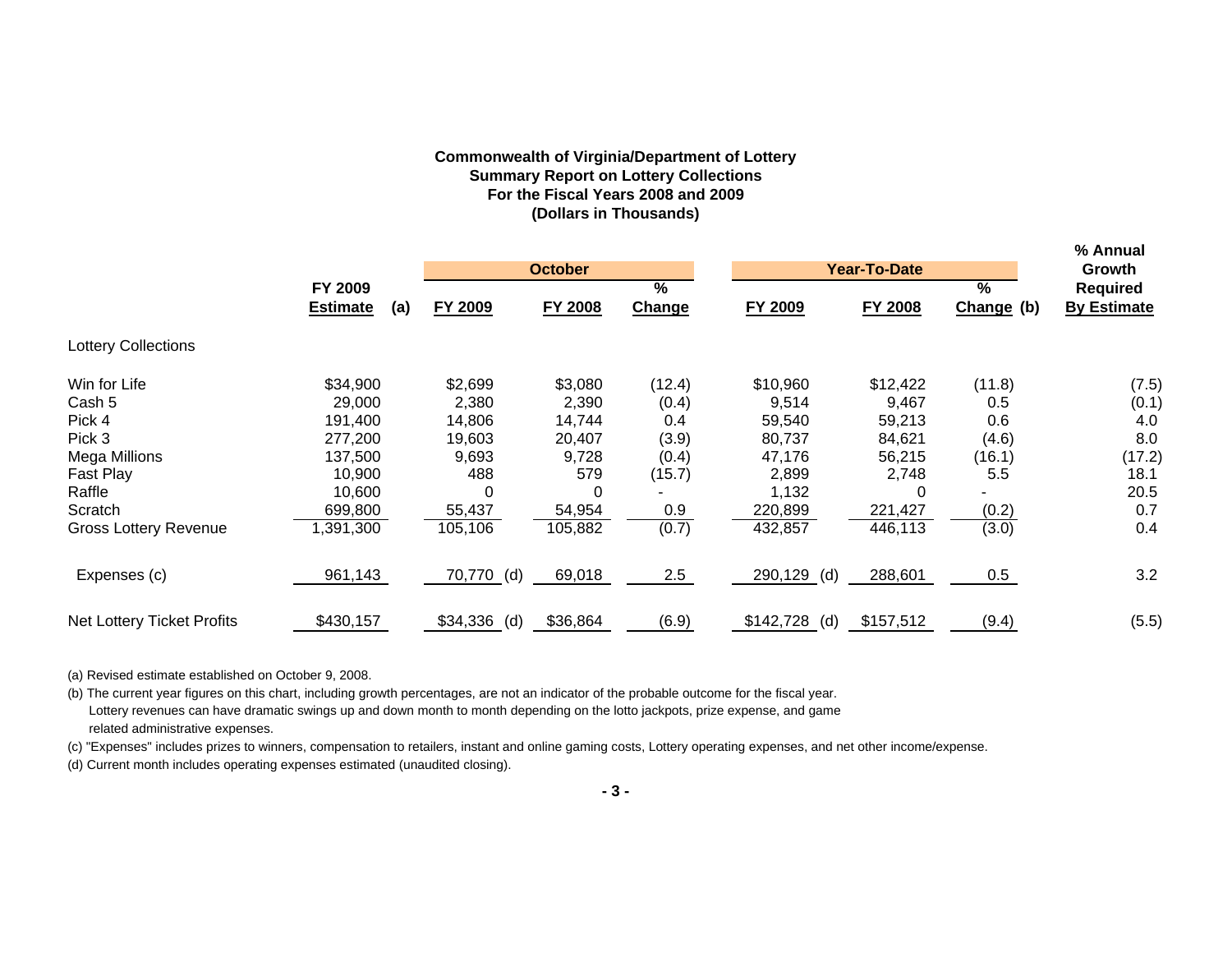**Commonwealth of Virginia/Department of Lottery**
**Summary Report on Lottery Collections**
**For the Fiscal Years 2008 and 2009**
**(Dollars in Thousands)**

| | FY 2009 Estimate (a) | October | | | Year-To-Date | | | % Annual Growth Required By Estimate |
|---|---|---|---|---|---|---|---|---|
| | | FY 2009 | FY 2008 | % Change | FY 2009 | FY 2008 | % Change (b) | |
| Lottery Collections | | | | | | | | |
| Win for Life | $34,900 | $2,699 | $3,080 | (12.4) | $10,960 | $12,422 | (11.8) | (7.5) |
| Cash 5 | 29,000 | 2,380 | 2,390 | (0.4) | 9,514 | 9,467 | 0.5 | (0.1) |
| Pick 4 | 191,400 | 14,806 | 14,744 | 0.4 | 59,540 | 59,213 | 0.6 | 4.0 |
| Pick 3 | 277,200 | 19,603 | 20,407 | (3.9) | 80,737 | 84,621 | (4.6) | 8.0 |
| Mega Millions | 137,500 | 9,693 | 9,728 | (0.4) | 47,176 | 56,215 | (16.1) | (17.2) |
| Fast Play | 10,900 | 488 | 579 | (15.7) | 2,899 | 2,748 | 5.5 | 18.1 |
| Raffle | 10,600 | 0 | 0 | - | 1,132 | 0 | - | 20.5 |
| Scratch | 699,800 | 55,437 | 54,954 | 0.9 | 220,899 | 221,427 | (0.2) | 0.7 |
| Gross Lottery Revenue | 1,391,300 | 105,106 | 105,882 | (0.7) | 432,857 | 446,113 | (3.0) | 0.4 |
| Expenses (c) | 961,143 | 70,770 (d) | 69,018 | 2.5 | 290,129 (d) | 288,601 | 0.5 | 3.2 |
| Net Lottery Ticket Profits | $430,157 | $34,336 (d) | $36,864 | (6.9) | $142,728 (d) | $157,512 | (9.4) | (5.5) |

(a) Revised estimate established on October 9, 2008.

(b) The current year figures on this chart, including growth percentages, are not an indicator of the probable outcome for the fiscal year. Lottery revenues can have dramatic swings up and down month to month depending on the lotto jackpots, prize expense, and game related administrative expenses.

(c) "Expenses" includes prizes to winners, compensation to retailers, instant and online gaming costs, Lottery operating expenses, and net other income/expense.

(d) Current month includes operating expenses estimated (unaudited closing).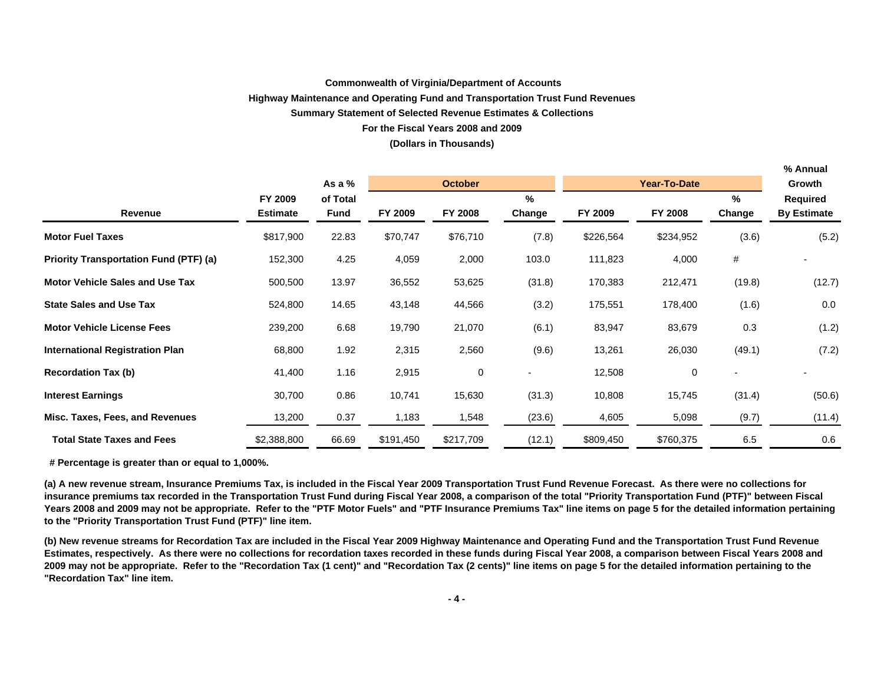**Commonwealth of Virginia/Department of Accounts**

**Highway Maintenance and Operating Fund and Transportation Trust Fund Revenues**

**Summary Statement of Selected Revenue Estimates & Collections**

**For the Fiscal Years 2008 and 2009**

**(Dollars in Thousands)**

| Revenue | FY 2009 Estimate | As a % of Total Fund | October FY 2009 | October FY 2008 | October % Change | Year-To-Date FY 2009 | Year-To-Date FY 2008 | Year-To-Date % Change | % Annual Growth Required By Estimate |
|---|---|---|---|---|---|---|---|---|---|
| **Motor Fuel Taxes** | $817,900 | 22.83 | $70,747 | $76,710 | (7.8) | $226,564 | $234,952 | (3.6) | (5.2) |
| **Priority Transportation Fund (PTF) (a)** | 152,300 | 4.25 | 4,059 | 2,000 | 103.0 | 111,823 | 4,000 | # | - |
| **Motor Vehicle Sales and Use Tax** | 500,500 | 13.97 | 36,552 | 53,625 | (31.8) | 170,383 | 212,471 | (19.8) | (12.7) |
| **State Sales and Use Tax** | 524,800 | 14.65 | 43,148 | 44,566 | (3.2) | 175,551 | 178,400 | (1.6) | 0.0 |
| **Motor Vehicle License Fees** | 239,200 | 6.68 | 19,790 | 21,070 | (6.1) | 83,947 | 83,679 | 0.3 | (1.2) |
| **International Registration Plan** | 68,800 | 1.92 | 2,315 | 2,560 | (9.6) | 13,261 | 26,030 | (49.1) | (7.2) |
| **Recordation Tax (b)** | 41,400 | 1.16 | 2,915 | 0 | - | 12,508 | 0 | - | - |
| **Interest Earnings** | 30,700 | 0.86 | 10,741 | 15,630 | (31.3) | 10,808 | 15,745 | (31.4) | (50.6) |
| **Misc. Taxes, Fees, and Revenues** | 13,200 | 0.37 | 1,183 | 1,548 | (23.6) | 4,605 | 5,098 | (9.7) | (11.4) |
| **Total State Taxes and Fees** | $2,388,800 | 66.69 | $191,450 | $217,709 | (12.1) | $809,450 | $760,375 | 6.5 | 0.6 |

**# Percentage is greater than or equal to 1,000%.**

**(a) A new revenue stream, Insurance Premiums Tax, is included in the Fiscal Year 2009 Transportation Trust Fund Revenue Forecast. As there were no collections for insurance premiums tax recorded in the Transportation Trust Fund during Fiscal Year 2008, a comparison of the total "Priority Transportation Fund (PTF)" between Fiscal Years 2008 and 2009 may not be appropriate. Refer to the "PTF Motor Fuels" and "PTF Insurance Premiums Tax" line items on page 5 for the detailed information pertaining to the "Priority Transportation Trust Fund (PTF)" line item.**

**(b) New revenue streams for Recordation Tax are included in the Fiscal Year 2009 Highway Maintenance and Operating Fund and the Transportation Trust Fund Revenue Estimates, respectively. As there were no collections for recordation taxes recorded in these funds during Fiscal Year 2008, a comparison between Fiscal Years 2008 and 2009 may not be appropriate. Refer to the "Recordation Tax (1 cent)" and "Recordation Tax (2 cents)" line items on page 5 for the detailed information pertaining to the "Recordation Tax" line item.**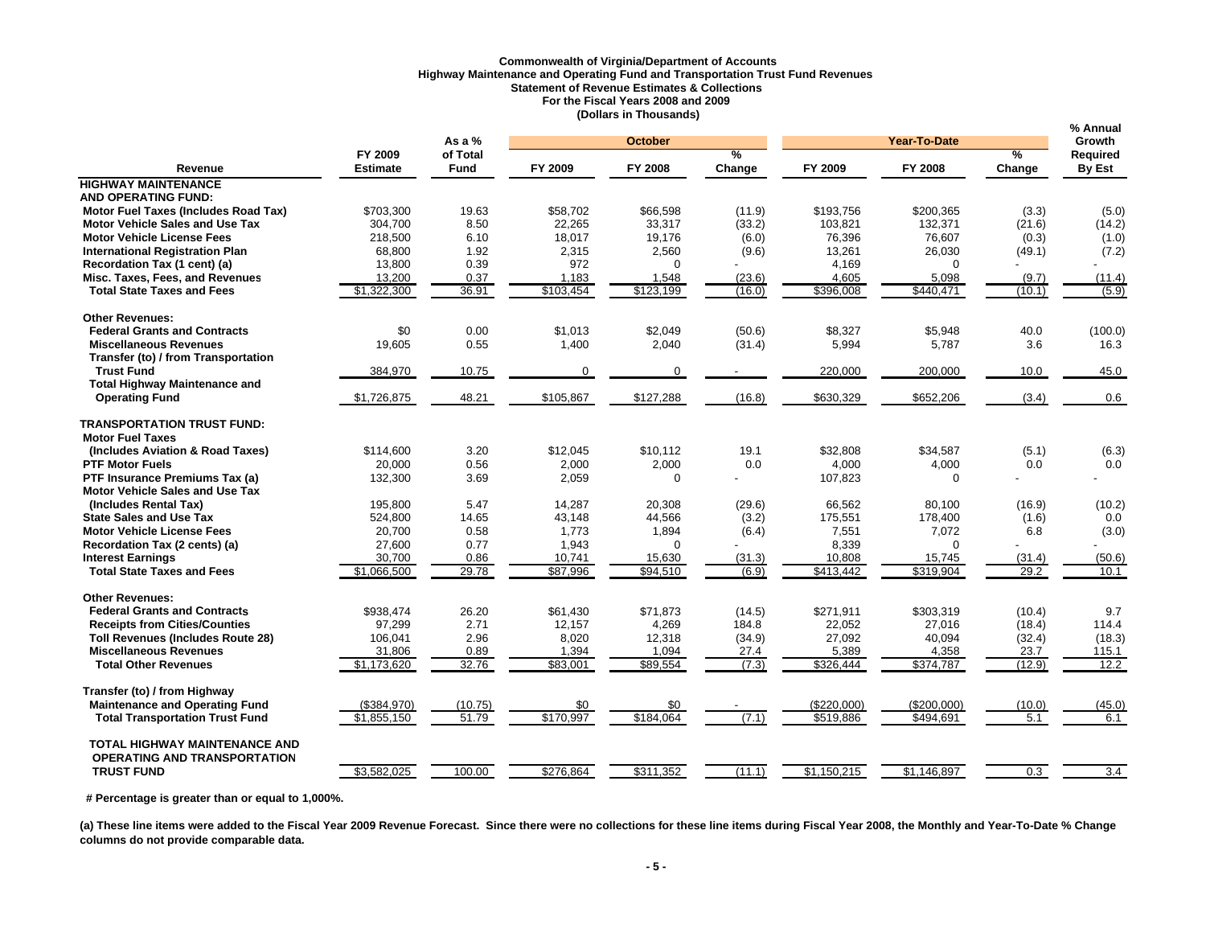**Commonwealth of Virginia/Department of Accounts**
**Highway Maintenance and Operating Fund and Transportation Trust Fund Revenues**
**Statement of Revenue Estimates & Collections**
**For the Fiscal Years 2008 and 2009**
**(Dollars in Thousands)**

| Revenue | FY 2009 Estimate | As a % of Total Fund | October FY 2009 | October FY 2008 | October % Change | Year-To-Date FY 2009 | Year-To-Date FY 2008 | Year-To-Date % Change | % Annual Growth Required By Est |
|---|---|---|---|---|---|---|---|---|---|
| **HIGHWAY MAINTENANCE AND OPERATING FUND:** | | | | | | | | | |
| **Motor Fuel Taxes (Includes Road Tax)** | $703,300 | 19.63 | $58,702 | $66,598 | (11.9) | $193,756 | $200,365 | (3.3) | (5.0) |
| **Motor Vehicle Sales and Use Tax** | 304,700 | 8.50 | 22,265 | 33,317 | (33.2) | 103,821 | 132,371 | (21.6) | (14.2) |
| **Motor Vehicle License Fees** | 218,500 | 6.10 | 18,017 | 19,176 | (6.0) | 76,396 | 76,607 | (0.3) | (1.0) |
| **International Registration Plan** | 68,800 | 1.92 | 2,315 | 2,560 | (9.6) | 13,261 | 26,030 | (49.1) | (7.2) |
| **Recordation Tax (1 cent) (a)** | 13,800 | 0.39 | 972 | 0 | - | 4,169 | 0 | - | - |
| **Misc. Taxes, Fees, and Revenues** | 13,200 | 0.37 | 1,183 | 1,548 | (23.6) | 4,605 | 5,098 | (9.7) | (11.4) |
| **Total State Taxes and Fees** | $1,322,300 | 36.91 | $103,454 | $123,199 | (16.0) | $396,008 | $440,471 | (10.1) | (5.9) |
| **Other Revenues:** | | | | | | | | | |
| **Federal Grants and Contracts** | $0 | 0.00 | $1,013 | $2,049 | (50.6) | $8,327 | $5,948 | 40.0 | (100.0) |
| **Miscellaneous Revenues** | 19,605 | 0.55 | 1,400 | 2,040 | (31.4) | 5,994 | 5,787 | 3.6 | 16.3 |
| **Transfer (to) / from Transportation Trust Fund** | 384,970 | 10.75 | 0 | 0 | - | 220,000 | 200,000 | 10.0 | 45.0 |
| **Total Highway Maintenance and Operating Fund** | $1,726,875 | 48.21 | $105,867 | $127,288 | (16.8) | $630,329 | $652,206 | (3.4) | 0.6 |
| **TRANSPORTATION TRUST FUND:** | | | | | | | | | |
| **Motor Fuel Taxes (Includes Aviation & Road Taxes)** | $114,600 | 3.20 | $12,045 | $10,112 | 19.1 | $32,808 | $34,587 | (5.1) | (6.3) |
| **PTF Motor Fuels** | 20,000 | 0.56 | 2,000 | 2,000 | 0.0 | 4,000 | 4,000 | 0.0 | 0.0 |
| **PTF Insurance Premiums Tax (a)** | 132,300 | 3.69 | 2,059 | 0 | - | 107,823 | 0 | - | - |
| **Motor Vehicle Sales and Use Tax (Includes Rental Tax)** | 195,800 | 5.47 | 14,287 | 20,308 | (29.6) | 66,562 | 80,100 | (16.9) | (10.2) |
| **State Sales and Use Tax** | 524,800 | 14.65 | 43,148 | 44,566 | (3.2) | 175,551 | 178,400 | (1.6) | 0.0 |
| **Motor Vehicle License Fees** | 20,700 | 0.58 | 1,773 | 1,894 | (6.4) | 7,551 | 7,072 | 6.8 | (3.0) |
| **Recordation Tax (2 cents) (a)** | 27,600 | 0.77 | 1,943 | 0 | - | 8,339 | 0 | - | - |
| **Interest Earnings** | 30,700 | 0.86 | 10,741 | 15,630 | (31.3) | 10,808 | 15,745 | (31.4) | (50.6) |
| **Total State Taxes and Fees** | $1,066,500 | 29.78 | $87,996 | $94,510 | (6.9) | $413,442 | $319,904 | 29.2 | 10.1 |
| **Other Revenues:** | | | | | | | | | |
| **Federal Grants and Contracts** | $938,474 | 26.20 | $61,430 | $71,873 | (14.5) | $271,911 | $303,319 | (10.4) | 9.7 |
| **Receipts from Cities/Counties** | 97,299 | 2.71 | 12,157 | 4,269 | 184.8 | 22,052 | 27,016 | (18.4) | 114.4 |
| **Toll Revenues (Includes Route 28)** | 106,041 | 2.96 | 8,020 | 12,318 | (34.9) | 27,092 | 40,094 | (32.4) | (18.3) |
| **Miscellaneous Revenues** | 31,806 | 0.89 | 1,394 | 1,094 | 27.4 | 5,389 | 4,358 | 23.7 | 115.1 |
| **Total Other Revenues** | $1,173,620 | 32.76 | $83,001 | $89,554 | (7.3) | $326,444 | $374,787 | (12.9) | 12.2 |
| **Transfer (to) / from Highway Maintenance and Operating Fund** | ($384,970) | (10.75) | $0 | $0 | - | ($220,000) | ($200,000) | (10.0) | (45.0) |
| **Total Transportation Trust Fund** | $1,855,150 | 51.79 | $170,997 | $184,064 | (7.1) | $519,886 | $494,691 | 5.1 | 6.1 |
| **TOTAL HIGHWAY MAINTENANCE AND OPERATING AND TRANSPORTATION TRUST FUND** | $3,582,025 | 100.00 | $276,864 | $311,352 | (11.1) | $1,150,215 | $1,146,897 | 0.3 | 3.4 |

**# Percentage is greater than or equal to 1,000%.**

**(a) These line items were added to the Fiscal Year 2009 Revenue Forecast. Since there were no collections for these line items during Fiscal Year 2008, the Monthly and Year-To-Date % Change columns do not provide comparable data.**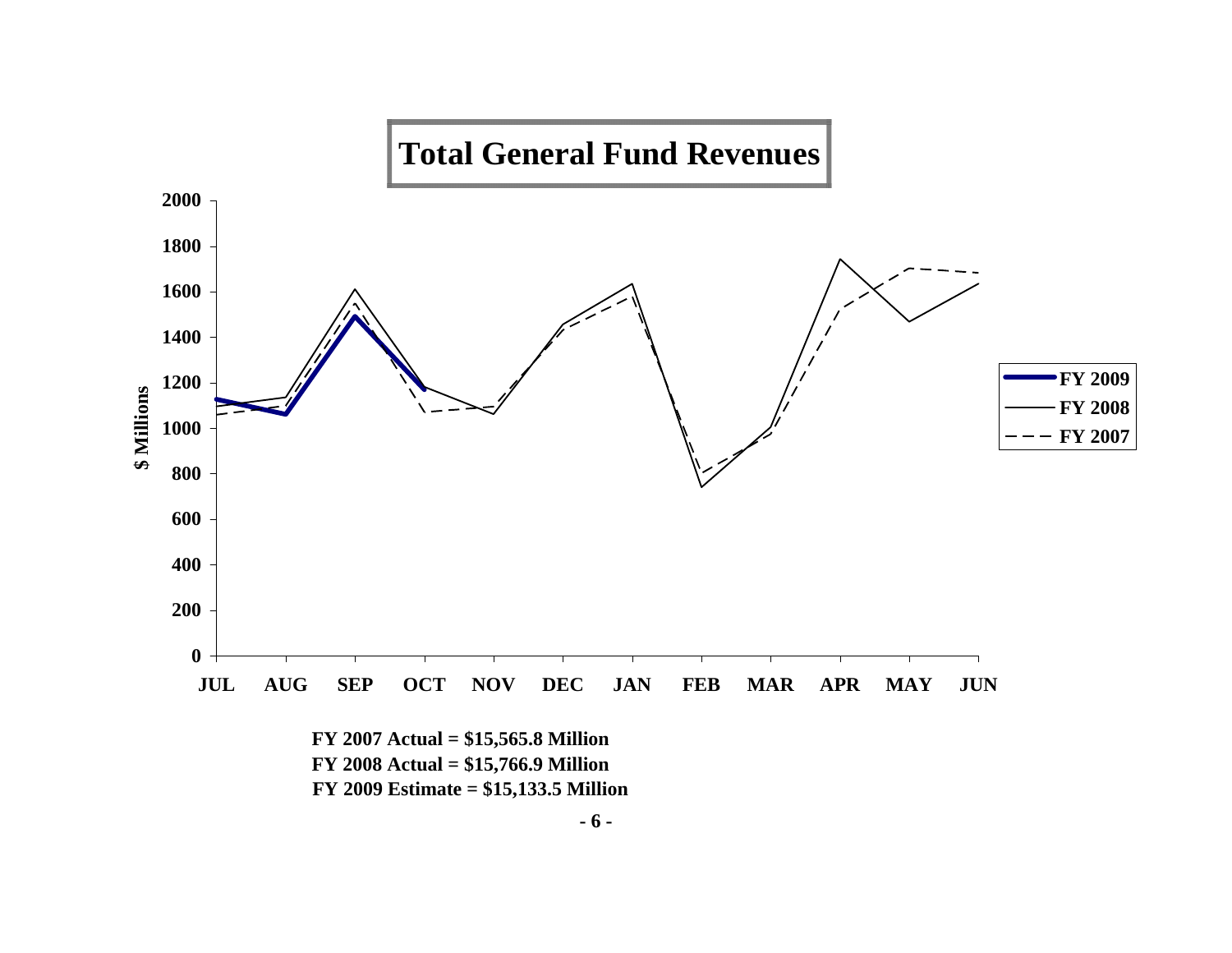# Total General Fund Revenues

FY 2007 Actual = $15,565.8 Million
FY 2008 Actual = $15,766.9 Million
FY 2009 Estimate = $15,133.5 Million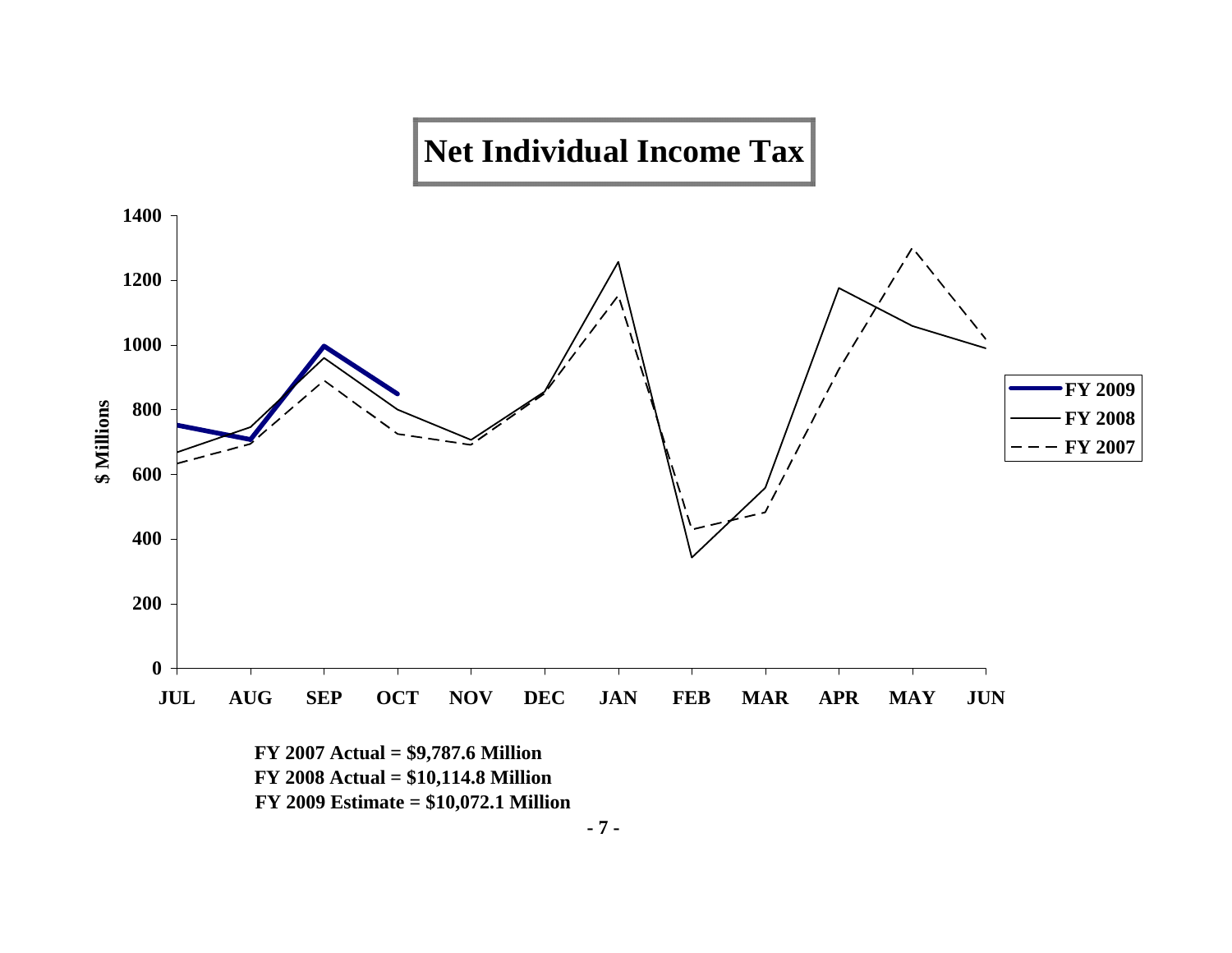# Net Individual Income Tax

FY 2007 Actual = $9,787.6 Million

FY 2008 Actual = $10,114.8 Million

FY 2009 Estimate = $10,072.1 Million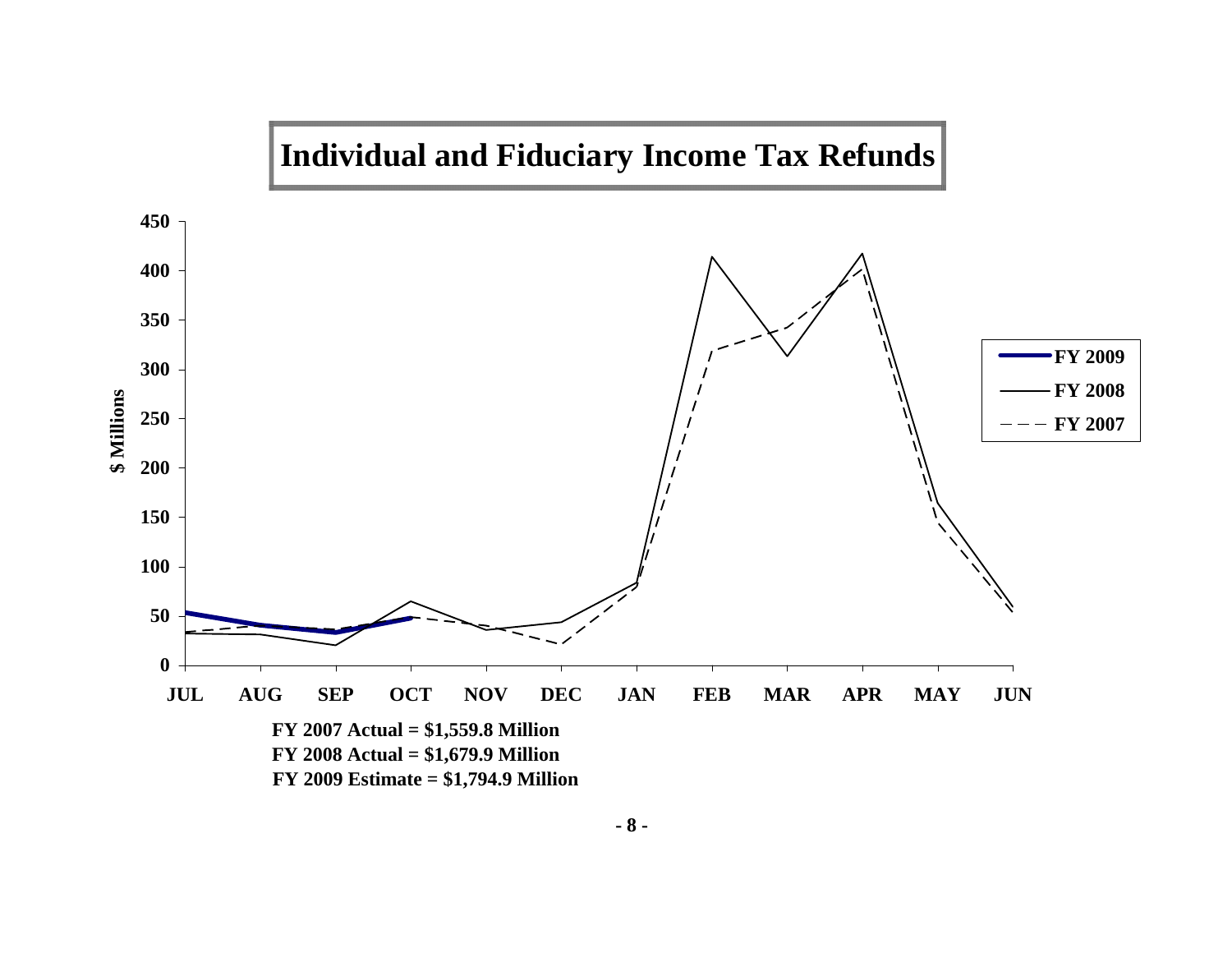# Individual and Fiduciary Income Tax Refunds

$ Millions

| | JUL | AUG | SEP | OCT | NOV | DEC | JAN | FEB | MAR | APR | MAY | JUN |
|---|---|---|---|---|---|---|---|---|---|---|---|---|

FY 2009 | FY 2008 | FY 2007

**FY 2007 Actual = $1,559.8 Million**
**FY 2008 Actual = $1,679.9 Million**
**FY 2009 Estimate = $1,794.9 Million**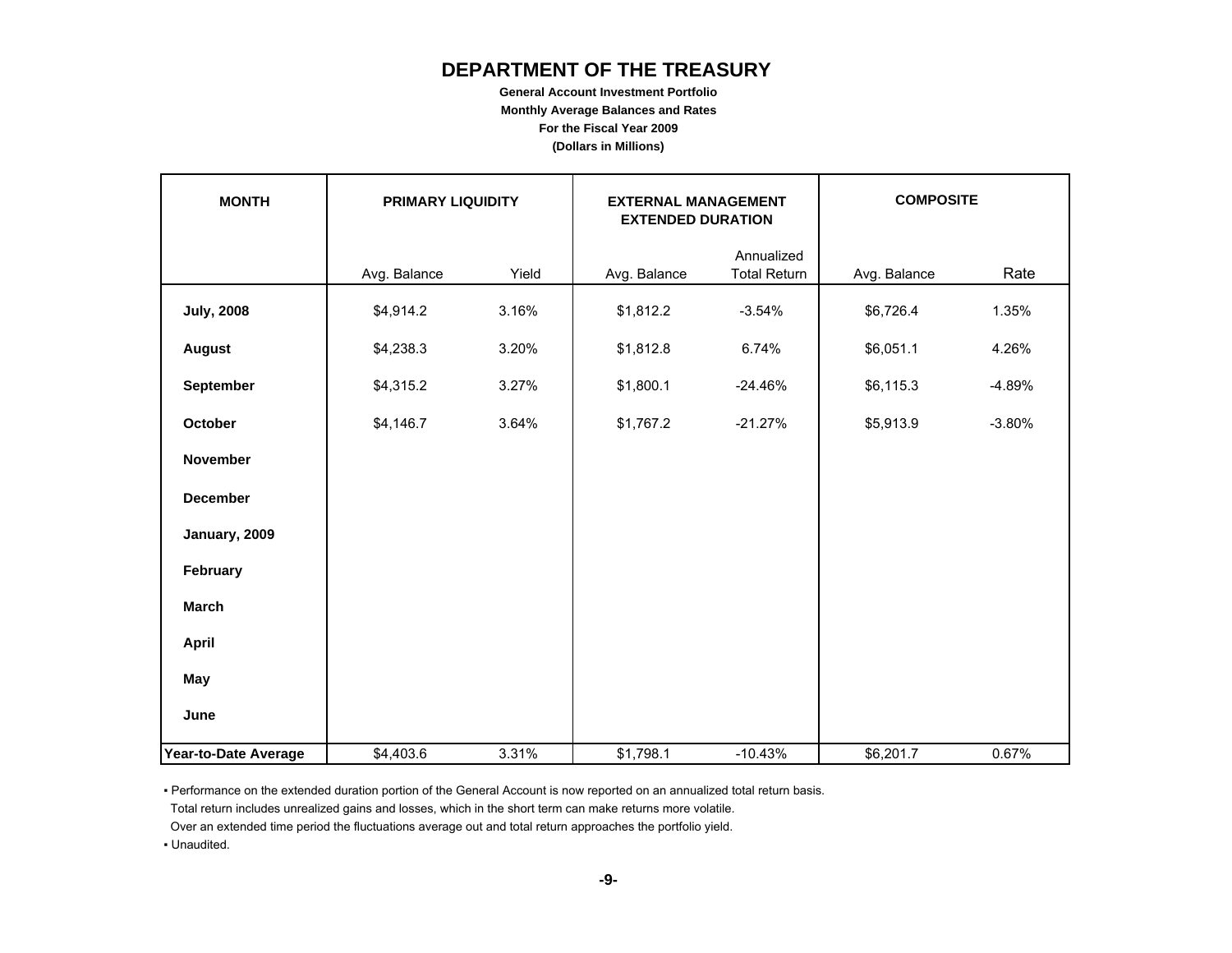# DEPARTMENT OF THE TREASURY

**General Account Investment Portfolio**
**Monthly Average Balances and Rates**
**For the Fiscal Year 2009**
**(Dollars in Millions)**

| MONTH | PRIMARY LIQUIDITY | | EXTERNAL MANAGEMENT EXTENDED DURATION | | COMPOSITE | |
|---|---|---|---|---|---|---|
| | Avg. Balance | Yield | Avg. Balance | Annualized Total Return | Avg. Balance | Rate |
| **July, 2008** | $4,914.2 | 3.16% | $1,812.2 | -3.54% | $6,726.4 | 1.35% |
| **August** | $4,238.3 | 3.20% | $1,812.8 | 6.74% | $6,051.1 | 4.26% |
| **September** | $4,315.2 | 3.27% | $1,800.1 | -24.46% | $6,115.3 | -4.89% |
| **October** | $4,146.7 | 3.64% | $1,767.2 | -21.27% | $5,913.9 | -3.80% |
| **November** | | | | | | |
| **December** | | | | | | |
| **January, 2009** | | | | | | |
| **February** | | | | | | |
| **March** | | | | | | |
| **April** | | | | | | |
| **May** | | | | | | |
| **June** | | | | | | |
| **Year-to-Date Average** | $4,403.6 | 3.31% | $1,798.1 | -10.43% | $6,201.7 | 0.67% |

- Performance on the extended duration portion of the General Account is now reported on an annualized total return basis. Total return includes unrealized gains and losses, which in the short term can make returns more volatile. Over an extended time period the fluctuations average out and total return approaches the portfolio yield.
- Unaudited.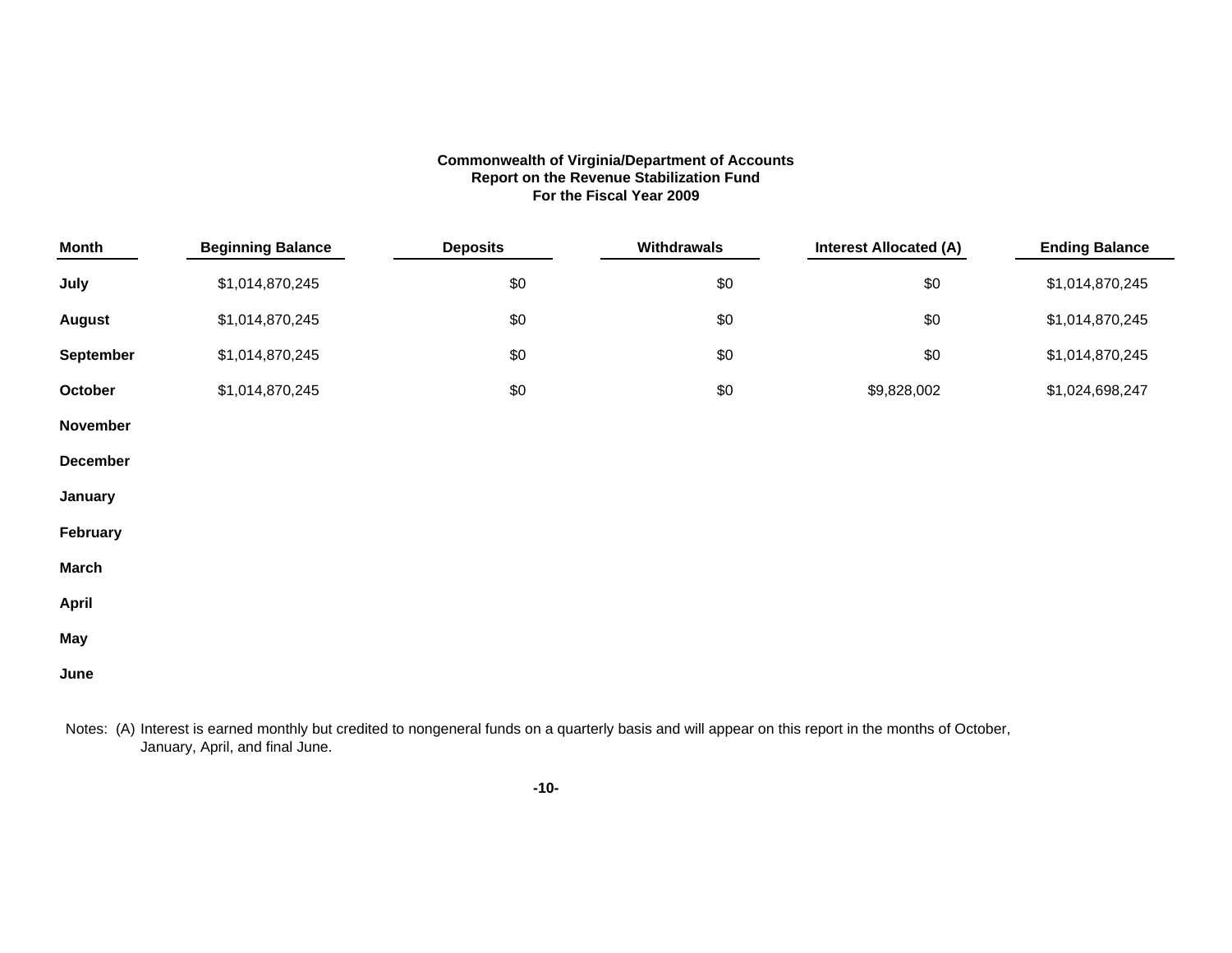**Commonwealth of Virginia/Department of Accounts**
**Report on the Revenue Stabilization Fund**
**For the Fiscal Year 2009**

| Month | Beginning Balance | Deposits | Withdrawals | Interest Allocated (A) | Ending Balance |
|---|---|---|---|---|---|
| **July** | $1,014,870,245 | $0 | $0 | $0 | $1,014,870,245 |
| **August** | $1,014,870,245 | $0 | $0 | $0 | $1,014,870,245 |
| **September** | $1,014,870,245 | $0 | $0 | $0 | $1,014,870,245 |
| **October** | $1,014,870,245 | $0 | $0 | $9,828,002 | $1,024,698,247 |
| **November** | | | | | |
| **December** | | | | | |
| **January** | | | | | |
| **February** | | | | | |
| **March** | | | | | |
| **April** | | | | | |
| **May** | | | | | |
| **June** | | | | | |

Notes: (A) Interest is earned monthly but credited to nongeneral funds on a quarterly basis and will appear on this report in the months of October, January, April, and final June.